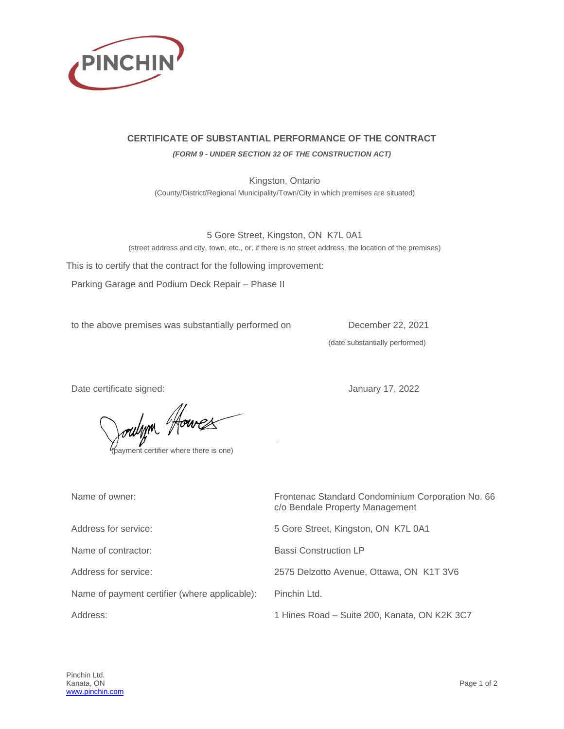## CERTIFICATE OF SUBSTANTIAL PERFORMANCE OF THE CONTRACT

***(FORM 9 - UNDER SECTION 32 OF THE CONSTRUCTION ACT)***

Kingston, Ontario

(County/District/Regional Municipality/Town/City in which premises are situated)

5 Gore Street, Kingston, ON K7L 0A1

(street address and city, town, etc., or, if there is no street address, the location of the premises)

This is to certify that the contract for the following improvement:

Parking Garage and Podium Deck Repair – Phase II

to the above premises was substantially performed on December 22, 2021

(date substantially performed)

Date certificate signed: January 17, 2022

Jocelyn Howes

(payment certifier where there is one)

| | |
|---|---|
| Name of owner: | Frontenac Standard Condominium Corporation No. 66 c/o Bendale Property Management |
| Address for service: | 5 Gore Street, Kingston, ON K7L 0A1 |
| Name of contractor: | Bassi Construction LP |
| Address for service: | 2575 Delzotto Avenue, Ottawa, ON K1T 3V6 |
| Name of payment certifier (where applicable): | Pinchin Ltd. |
| Address: | 1 Hines Road – Suite 200, Kanata, ON K2K 3C7 |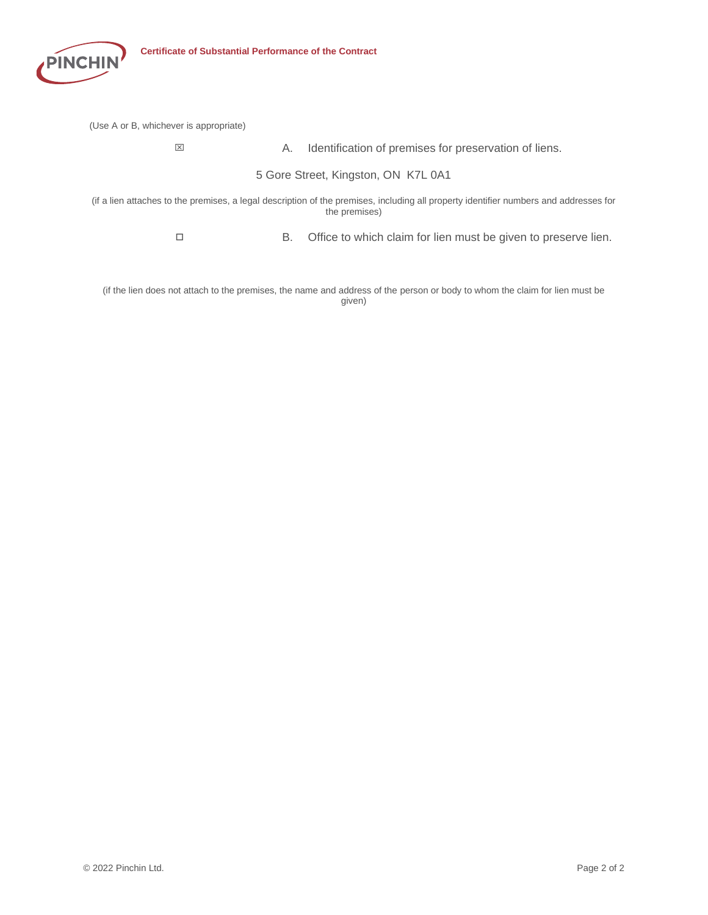(Use A or B, whichever is appropriate)

☒ A. Identification of premises for preservation of liens.

5 Gore Street, Kingston, ON K7L 0A1

(if a lien attaches to the premises, a legal description of the premises, including all property identifier numbers and addresses for the premises)

☐ B. Office to which claim for lien must be given to preserve lien.

(if the lien does not attach to the premises, the name and address of the person or body to whom the claim for lien must be given)